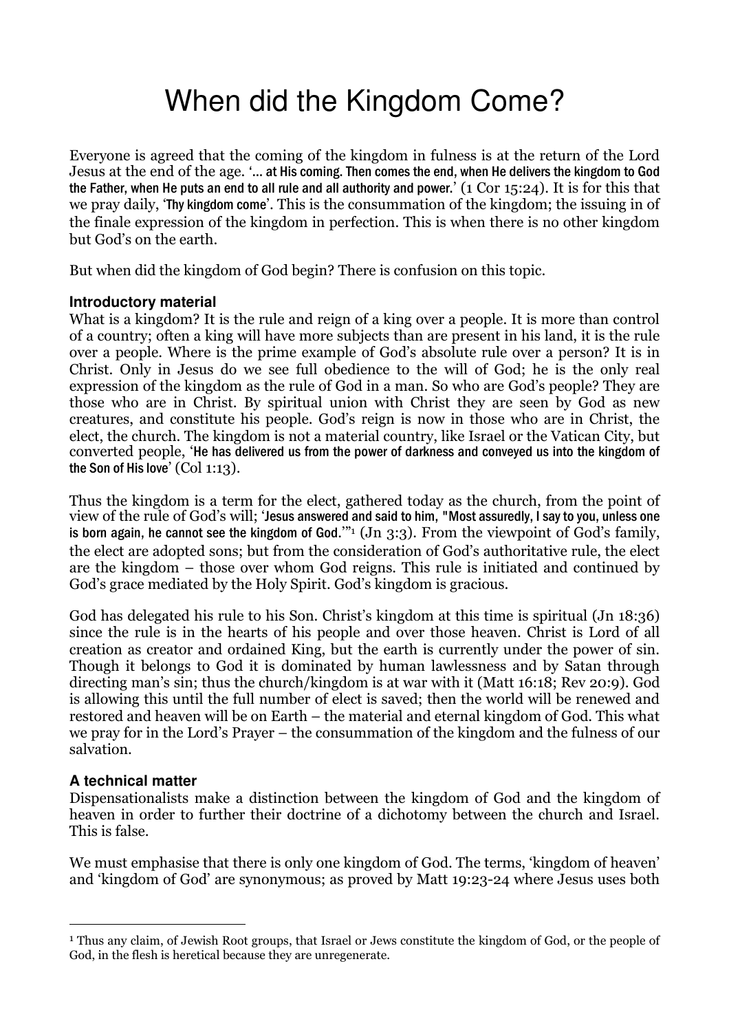# When did the Kingdom Come?

Everyone is agreed that the coming of the kingdom in fulness is at the return of the Lord Jesus at the end of the age. '… at His coming. Then comes the end, when He delivers the kingdom to God the Father, when He puts an end to all rule and all authority and power.' (1 Cor 15:24). It is for this that we pray daily, 'Thy kingdom come'. This is the consummation of the kingdom; the issuing in of the finale expression of the kingdom in perfection. This is when there is no other kingdom but God's on the earth.

But when did the kingdom of God begin? There is confusion on this topic.

### Introductory material

What is a kingdom? It is the rule and reign of a king over a people. It is more than control of a country; often a king will have more subjects than are present in his land, it is the rule over a people. Where is the prime example of God's absolute rule over a person? It is in Christ. Only in Jesus do we see full obedience to the will of God; he is the only real expression of the kingdom as the rule of God in a man. So who are God's people? They are those who are in Christ. By spiritual union with Christ they are seen by God as new creatures, and constitute his people. God's reign is now in those who are in Christ, the elect, the church. The kingdom is not a material country, like Israel or the Vatican City, but converted people, 'He has delivered us from the power of darkness and conveyed us into the kingdom of the Son of His love' (Col 1:13).

Thus the kingdom is a term for the elect, gathered today as the church, from the point of view of the rule of God's will; 'Jesus answered and said to him, "Most assuredly, I say to you, unless one is born again, he cannot see the kingdom of God."'[1] (Jn 3:3). From the viewpoint of God's family, the elect are adopted sons; but from the consideration of God's authoritative rule, the elect are the kingdom – those over whom God reigns. This rule is initiated and continued by God's grace mediated by the Holy Spirit. God's kingdom is gracious.

God has delegated his rule to his Son. Christ's kingdom at this time is spiritual (Jn 18:36) since the rule is in the hearts of his people and over those heaven. Christ is Lord of all creation as creator and ordained King, but the earth is currently under the power of sin. Though it belongs to God it is dominated by human lawlessness and by Satan through directing man's sin; thus the church/kingdom is at war with it (Matt 16:18; Rev 20:9). God is allowing this until the full number of elect is saved; then the world will be renewed and restored and heaven will be on Earth – the material and eternal kingdom of God. This what we pray for in the Lord's Prayer – the consummation of the kingdom and the fulness of our salvation.

### A technical matter

Dispensationalists make a distinction between the kingdom of God and the kingdom of heaven in order to further their doctrine of a dichotomy between the church and Israel. This is false.

We must emphasise that there is only one kingdom of God. The terms, 'kingdom of heaven' and 'kingdom of God' are synonymous; as proved by Matt 19:23-24 where Jesus uses both

---

[1] Thus any claim, of Jewish Root groups, that Israel or Jews constitute the kingdom of God, or the people of God, in the flesh is heretical because they are unregenerate.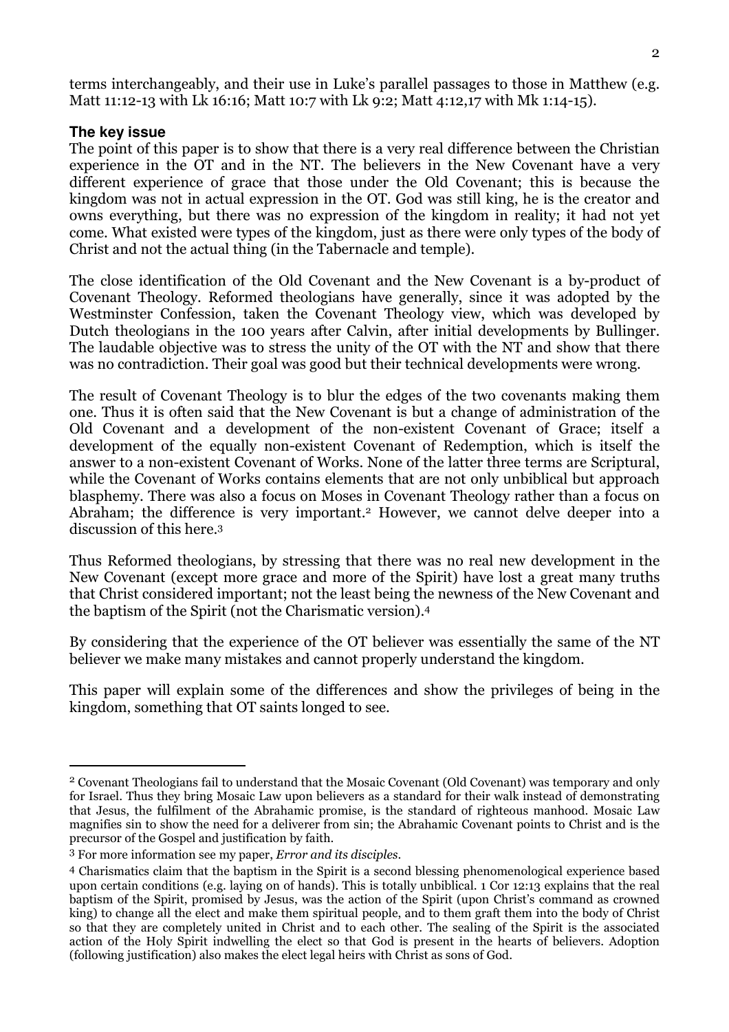terms interchangeably, and their use in Luke's parallel passages to those in Matthew (e.g. Matt 11:12-13 with Lk 16:16; Matt 10:7 with Lk 9:2; Matt 4:12,17 with Mk 1:14-15).

### The key issue

The point of this paper is to show that there is a very real difference between the Christian experience in the OT and in the NT. The believers in the New Covenant have a very different experience of grace that those under the Old Covenant; this is because the kingdom was not in actual expression in the OT. God was still king, he is the creator and owns everything, but there was no expression of the kingdom in reality; it had not yet come. What existed were types of the kingdom, just as there were only types of the body of Christ and not the actual thing (in the Tabernacle and temple).

The close identification of the Old Covenant and the New Covenant is a by-product of Covenant Theology. Reformed theologians have generally, since it was adopted by the Westminster Confession, taken the Covenant Theology view, which was developed by Dutch theologians in the 100 years after Calvin, after initial developments by Bullinger. The laudable objective was to stress the unity of the OT with the NT and show that there was no contradiction. Their goal was good but their technical developments were wrong.

The result of Covenant Theology is to blur the edges of the two covenants making them one. Thus it is often said that the New Covenant is but a change of administration of the Old Covenant and a development of the non-existent Covenant of Grace; itself a development of the equally non-existent Covenant of Redemption, which is itself the answer to a non-existent Covenant of Works. None of the latter three terms are Scriptural, while the Covenant of Works contains elements that are not only unbiblical but approach blasphemy. There was also a focus on Moses in Covenant Theology rather than a focus on Abraham; the difference is very important.[2] However, we cannot delve deeper into a discussion of this here.[3]

Thus Reformed theologians, by stressing that there was no real new development in the New Covenant (except more grace and more of the Spirit) have lost a great many truths that Christ considered important; not the least being the newness of the New Covenant and the baptism of the Spirit (not the Charismatic version).[4]

By considering that the experience of the OT believer was essentially the same of the NT believer we make many mistakes and cannot properly understand the kingdom.

This paper will explain some of the differences and show the privileges of being in the kingdom, something that OT saints longed to see.

---

[2] Covenant Theologians fail to understand that the Mosaic Covenant (Old Covenant) was temporary and only for Israel. Thus they bring Mosaic Law upon believers as a standard for their walk instead of demonstrating that Jesus, the fulfilment of the Abrahamic promise, is the standard of righteous manhood. Mosaic Law magnifies sin to show the need for a deliverer from sin; the Abrahamic Covenant points to Christ and is the precursor of the Gospel and justification by faith.

[3] For more information see my paper, *Error and its disciples*.

[4] Charismatics claim that the baptism in the Spirit is a second blessing phenomenological experience based upon certain conditions (e.g. laying on of hands). This is totally unbiblical. 1 Cor 12:13 explains that the real baptism of the Spirit, promised by Jesus, was the action of the Spirit (upon Christ's command as crowned king) to change all the elect and make them spiritual people, and to them graft them into the body of Christ so that they are completely united in Christ and to each other. The sealing of the Spirit is the associated action of the Holy Spirit indwelling the elect so that God is present in the hearts of believers. Adoption (following justification) also makes the elect legal heirs with Christ as sons of God.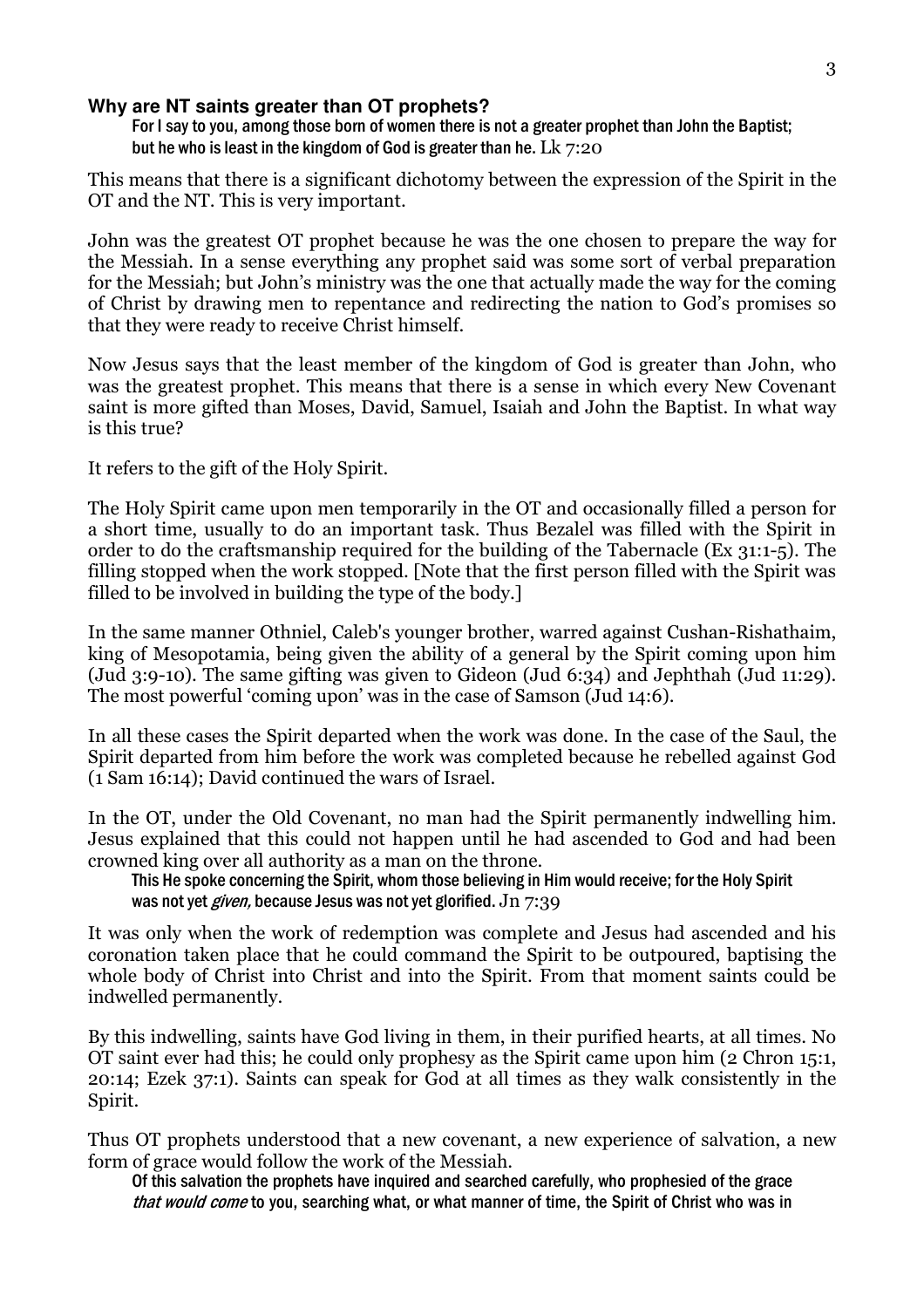### Why are NT saints greater than OT prophets?

> For I say to you, among those born of women there is not a greater prophet than John the Baptist; but he who is least in the kingdom of God is greater than he. Lk 7:20

This means that there is a significant dichotomy between the expression of the Spirit in the OT and the NT. This is very important.

John was the greatest OT prophet because he was the one chosen to prepare the way for the Messiah. In a sense everything any prophet said was some sort of verbal preparation for the Messiah; but John's ministry was the one that actually made the way for the coming of Christ by drawing men to repentance and redirecting the nation to God's promises so that they were ready to receive Christ himself.

Now Jesus says that the least member of the kingdom of God is greater than John, who was the greatest prophet. This means that there is a sense in which every New Covenant saint is more gifted than Moses, David, Samuel, Isaiah and John the Baptist. In what way is this true?

It refers to the gift of the Holy Spirit.

The Holy Spirit came upon men temporarily in the OT and occasionally filled a person for a short time, usually to do an important task. Thus Bezalel was filled with the Spirit in order to do the craftsmanship required for the building of the Tabernacle (Ex 31:1-5). The filling stopped when the work stopped. [Note that the first person filled with the Spirit was filled to be involved in building the type of the body.]

In the same manner Othniel, Caleb's younger brother, warred against Cushan-Rishathaim, king of Mesopotamia, being given the ability of a general by the Spirit coming upon him (Jud 3:9-10). The same gifting was given to Gideon (Jud 6:34) and Jephthah (Jud 11:29). The most powerful 'coming upon' was in the case of Samson (Jud 14:6).

In all these cases the Spirit departed when the work was done. In the case of the Saul, the Spirit departed from him before the work was completed because he rebelled against God (1 Sam 16:14); David continued the wars of Israel.

In the OT, under the Old Covenant, no man had the Spirit permanently indwelling him. Jesus explained that this could not happen until he had ascended to God and had been crowned king over all authority as a man on the throne.

> This He spoke concerning the Spirit, whom those believing in Him would receive; for the Holy Spirit was not yet *given,* because Jesus was not yet glorified. Jn 7:39

It was only when the work of redemption was complete and Jesus had ascended and his coronation taken place that he could command the Spirit to be outpoured, baptising the whole body of Christ into Christ and into the Spirit. From that moment saints could be indwelled permanently.

By this indwelling, saints have God living in them, in their purified hearts, at all times. No OT saint ever had this; he could only prophesy as the Spirit came upon him (2 Chron 15:1, 20:14; Ezek 37:1). Saints can speak for God at all times as they walk consistently in the Spirit.

Thus OT prophets understood that a new covenant, a new experience of salvation, a new form of grace would follow the work of the Messiah.

> Of this salvation the prophets have inquired and searched carefully, who prophesied of the grace *that would come* to you, searching what, or what manner of time, the Spirit of Christ who was in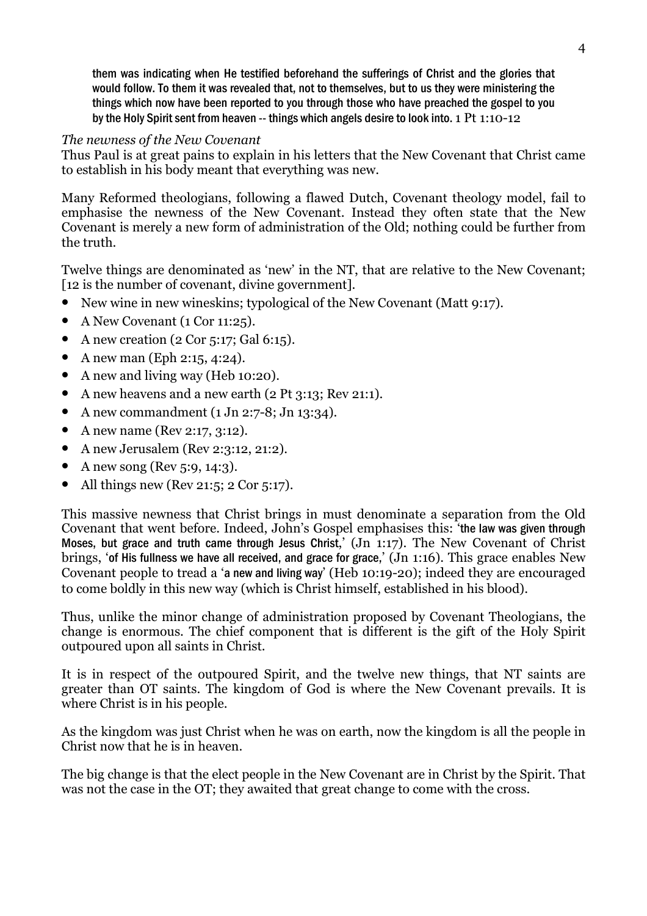them was indicating when He testified beforehand the sufferings of Christ and the glories that would follow. To them it was revealed that, not to themselves, but to us they were ministering the things which now have been reported to you through those who have preached the gospel to you by the Holy Spirit sent from heaven -- things which angels desire to look into. 1 Pt 1:10-12

*The newness of the New Covenant*

Thus Paul is at great pains to explain in his letters that the New Covenant that Christ came to establish in his body meant that everything was new.

Many Reformed theologians, following a flawed Dutch, Covenant theology model, fail to emphasise the newness of the New Covenant. Instead they often state that the New Covenant is merely a new form of administration of the Old; nothing could be further from the truth.

Twelve things are denominated as 'new' in the NT, that are relative to the New Covenant; [12 is the number of covenant, divine government].

- New wine in new wineskins; typological of the New Covenant (Matt 9:17).
- A New Covenant (1 Cor 11:25).
- A new creation (2 Cor 5:17; Gal 6:15).
- A new man (Eph 2:15, 4:24).
- A new and living way (Heb 10:20).
- A new heavens and a new earth (2 Pt 3:13; Rev 21:1).
- A new commandment (1 Jn 2:7-8; Jn 13:34).
- A new name (Rev 2:17, 3:12).
- A new Jerusalem (Rev 2:3:12, 21:2).
- A new song (Rev 5:9, 14:3).
- All things new (Rev 21:5; 2 Cor 5:17).

This massive newness that Christ brings in must denominate a separation from the Old Covenant that went before. Indeed, John's Gospel emphasises this: 'the law was given through Moses, but grace and truth came through Jesus Christ,' (Jn 1:17). The New Covenant of Christ brings, 'of His fullness we have all received, and grace for grace,' (Jn 1:16). This grace enables New Covenant people to tread a 'a new and living way' (Heb 10:19-20); indeed they are encouraged to come boldly in this new way (which is Christ himself, established in his blood).

Thus, unlike the minor change of administration proposed by Covenant Theologians, the change is enormous. The chief component that is different is the gift of the Holy Spirit outpoured upon all saints in Christ.

It is in respect of the outpoured Spirit, and the twelve new things, that NT saints are greater than OT saints. The kingdom of God is where the New Covenant prevails. It is where Christ is in his people.

As the kingdom was just Christ when he was on earth, now the kingdom is all the people in Christ now that he is in heaven.

The big change is that the elect people in the New Covenant are in Christ by the Spirit. That was not the case in the OT; they awaited that great change to come with the cross.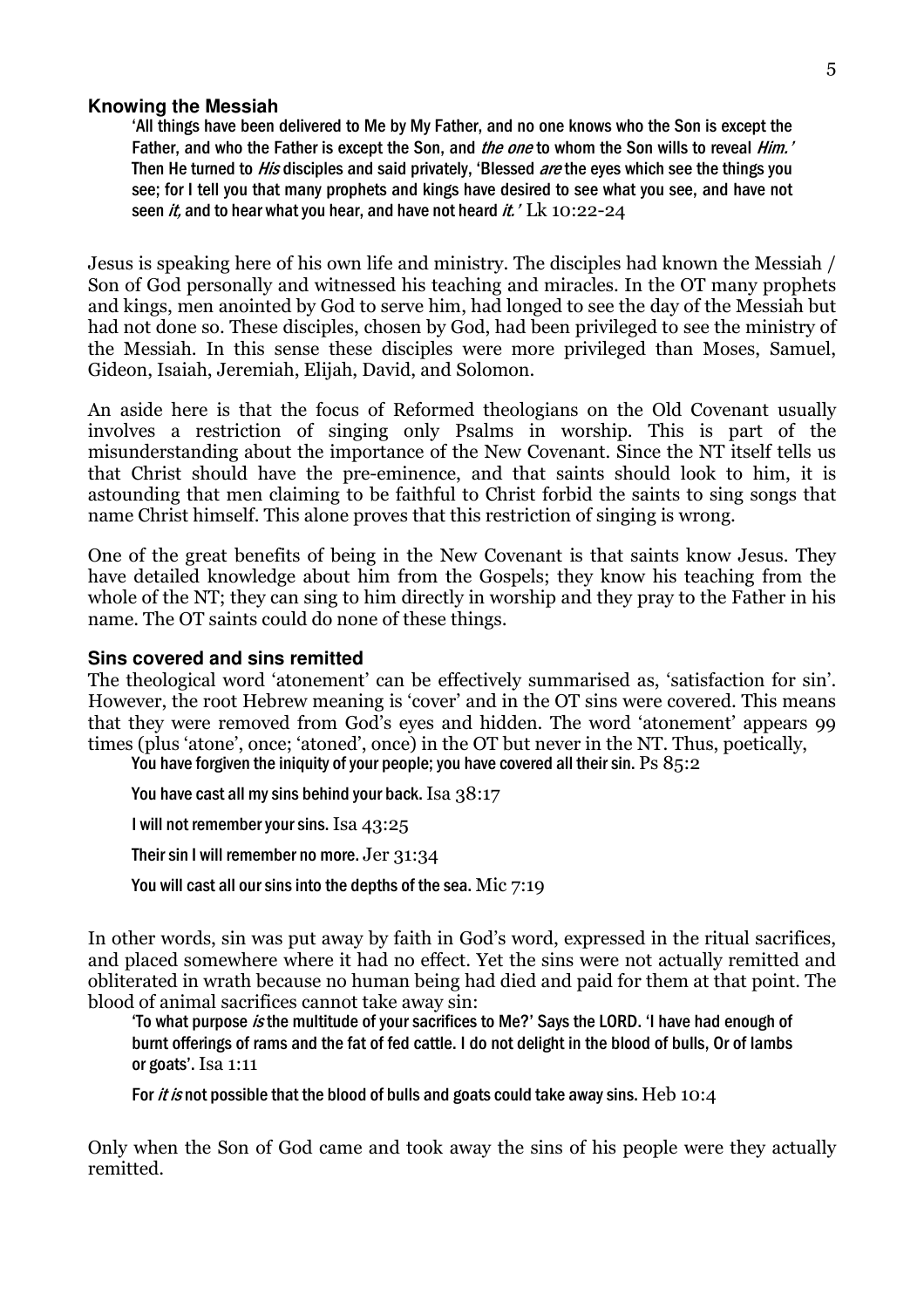### Knowing the Messiah

> 'All things have been delivered to Me by My Father, and no one knows who the Son is except the Father, and who the Father is except the Son, and *the one* to whom the Son wills to reveal *Him.'* Then He turned to *His* disciples and said privately, 'Blessed *are* the eyes which see the things you see; for I tell you that many prophets and kings have desired to see what you see, and have not seen *it,* and to hear what you hear, and have not heard *it.'* Lk 10:22-24

Jesus is speaking here of his own life and ministry. The disciples had known the Messiah / Son of God personally and witnessed his teaching and miracles. In the OT many prophets and kings, men anointed by God to serve him, had longed to see the day of the Messiah but had not done so. These disciples, chosen by God, had been privileged to see the ministry of the Messiah. In this sense these disciples were more privileged than Moses, Samuel, Gideon, Isaiah, Jeremiah, Elijah, David, and Solomon.

An aside here is that the focus of Reformed theologians on the Old Covenant usually involves a restriction of singing only Psalms in worship. This is part of the misunderstanding about the importance of the New Covenant. Since the NT itself tells us that Christ should have the pre-eminence, and that saints should look to him, it is astounding that men claiming to be faithful to Christ forbid the saints to sing songs that name Christ himself. This alone proves that this restriction of singing is wrong.

One of the great benefits of being in the New Covenant is that saints know Jesus. They have detailed knowledge about him from the Gospels; they know his teaching from the whole of the NT; they can sing to him directly in worship and they pray to the Father in his name. The OT saints could do none of these things.

### Sins covered and sins remitted

The theological word 'atonement' can be effectively summarised as, 'satisfaction for sin'. However, the root Hebrew meaning is 'cover' and in the OT sins were covered. This means that they were removed from God's eyes and hidden. The word 'atonement' appears 99 times (plus 'atone', once; 'atoned', once) in the OT but never in the NT. Thus, poetically,

> You have forgiven the iniquity of your people; you have covered all their sin. Ps 85:2
>
> You have cast all my sins behind your back. Isa 38:17
>
> I will not remember your sins. Isa 43:25
>
> Their sin I will remember no more. Jer 31:34
>
> You will cast all our sins into the depths of the sea. Mic 7:19

In other words, sin was put away by faith in God's word, expressed in the ritual sacrifices, and placed somewhere where it had no effect. Yet the sins were not actually remitted and obliterated in wrath because no human being had died and paid for them at that point. The blood of animal sacrifices cannot take away sin:

> 'To what purpose *is* the multitude of your sacrifices to Me?' Says the LORD. 'I have had enough of burnt offerings of rams and the fat of fed cattle. I do not delight in the blood of bulls, Or of lambs or goats'. Isa 1:11
>
> For *it is* not possible that the blood of bulls and goats could take away sins. Heb 10:4

Only when the Son of God came and took away the sins of his people were they actually remitted.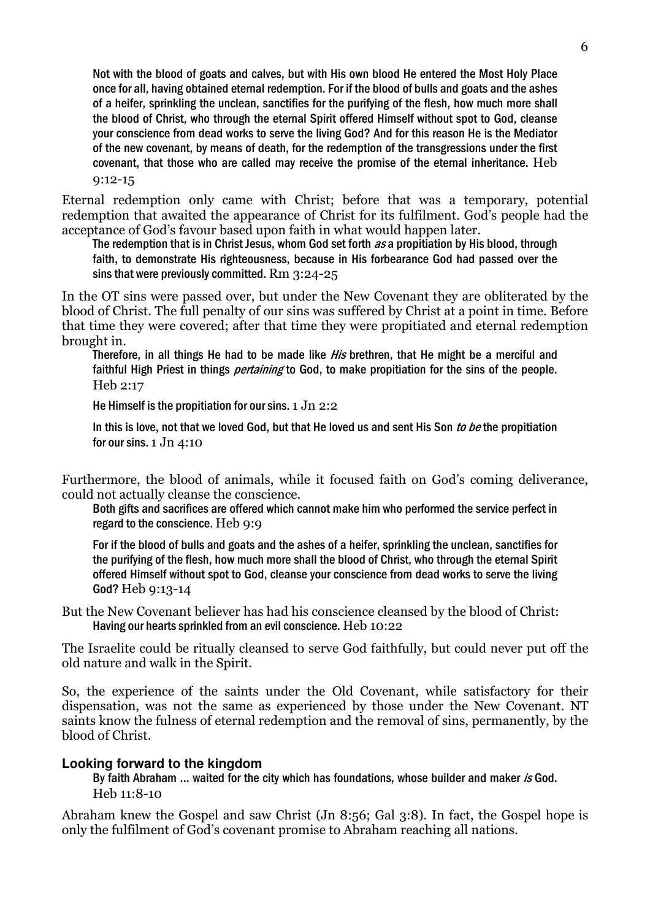> **Not with the blood of goats and calves, but with His own blood He entered the Most Holy Place once for all, having obtained eternal redemption. For if the blood of bulls and goats and the ashes of a heifer, sprinkling the unclean, sanctifies for the purifying of the flesh, how much more shall the blood of Christ, who through the eternal Spirit offered Himself without spot to God, cleanse your conscience from dead works to serve the living God? And for this reason He is the Mediator of the new covenant, by means of death, for the redemption of the transgressions under the first covenant, that those who are called may receive the promise of the eternal inheritance.** Heb 9:12-15

Eternal redemption only came with Christ; before that was a temporary, potential redemption that awaited the appearance of Christ for its fulfilment. God's people had the acceptance of God's favour based upon faith in what would happen later.

> **The redemption that is in Christ Jesus, whom God set forth *as* a propitiation by His blood, through faith, to demonstrate His righteousness, because in His forbearance God had passed over the sins that were previously committed.** Rm 3:24-25

In the OT sins were passed over, but under the New Covenant they are obliterated by the blood of Christ. The full penalty of our sins was suffered by Christ at a point in time. Before that time they were covered; after that time they were propitiated and eternal redemption brought in.

> **Therefore, in all things He had to be made like *His* brethren, that He might be a merciful and faithful High Priest in things *pertaining* to God, to make propitiation for the sins of the people.** Heb 2:17
>
> **He Himself is the propitiation for our sins.** 1 Jn 2:2
>
> **In this is love, not that we loved God, but that He loved us and sent His Son *to be* the propitiation for our sins.** 1 Jn 4:10

Furthermore, the blood of animals, while it focused faith on God's coming deliverance, could not actually cleanse the conscience.

> **Both gifts and sacrifices are offered which cannot make him who performed the service perfect in regard to the conscience.** Heb 9:9
>
> **For if the blood of bulls and goats and the ashes of a heifer, sprinkling the unclean, sanctifies for the purifying of the flesh, how much more shall the blood of Christ, who through the eternal Spirit offered Himself without spot to God, cleanse your conscience from dead works to serve the living God?** Heb 9:13-14

But the New Covenant believer has had his conscience cleansed by the blood of Christ:

> **Having our hearts sprinkled from an evil conscience.** Heb 10:22

The Israelite could be ritually cleansed to serve God faithfully, but could never put off the old nature and walk in the Spirit.

So, the experience of the saints under the Old Covenant, while satisfactory for their dispensation, was not the same as experienced by those under the New Covenant. NT saints know the fulness of eternal redemption and the removal of sins, permanently, by the blood of Christ.

### Looking forward to the kingdom

> **By faith Abraham … waited for the city which has foundations, whose builder and maker *is* God.** Heb 11:8-10

Abraham knew the Gospel and saw Christ (Jn 8:56; Gal 3:8). In fact, the Gospel hope is only the fulfilment of God's covenant promise to Abraham reaching all nations.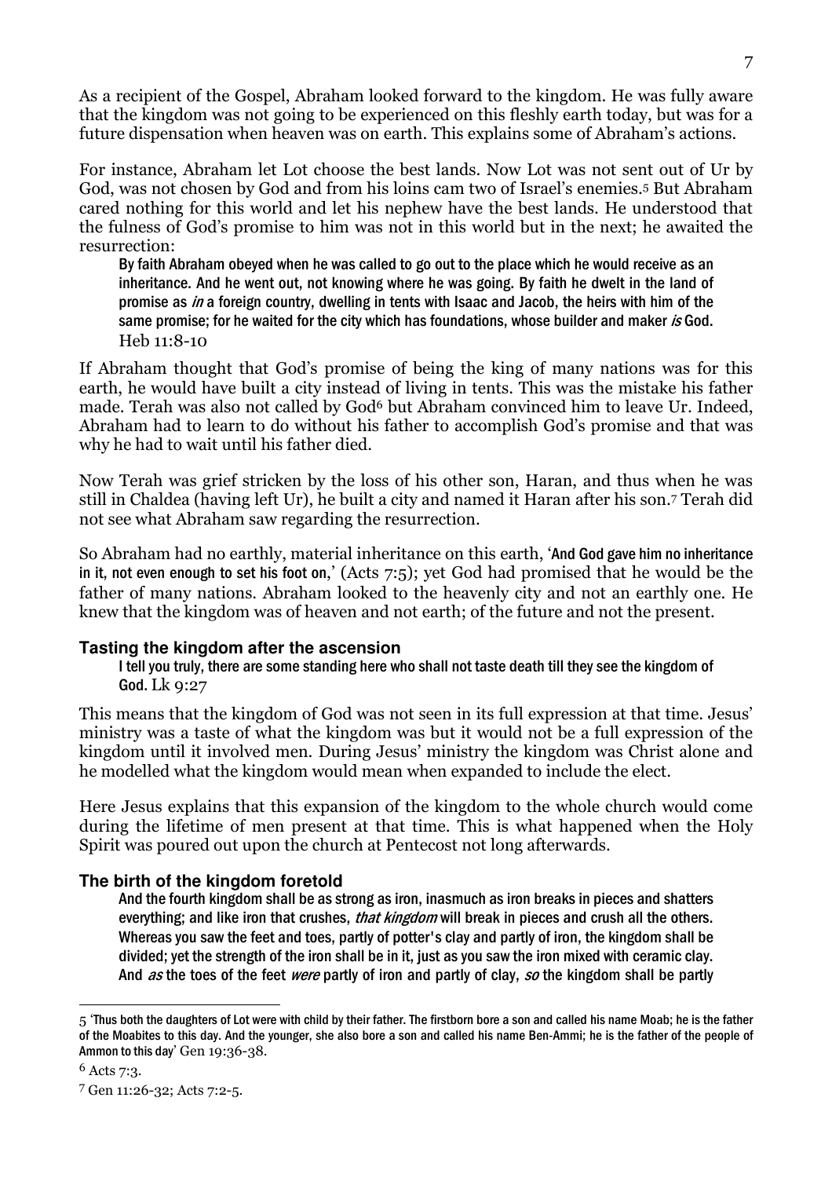As a recipient of the Gospel, Abraham looked forward to the kingdom. He was fully aware that the kingdom was not going to be experienced on this fleshly earth today, but was for a future dispensation when heaven was on earth. This explains some of Abraham's actions.

For instance, Abraham let Lot choose the best lands. Now Lot was not sent out of Ur by God, was not chosen by God and from his loins cam two of Israel's enemies.[5] But Abraham cared nothing for this world and let his nephew have the best lands. He understood that the fulness of God's promise to him was not in this world but in the next; he awaited the resurrection:

> By faith Abraham obeyed when he was called to go out to the place which he would receive as an inheritance. And he went out, not knowing where he was going. By faith he dwelt in the land of promise as *in* a foreign country, dwelling in tents with Isaac and Jacob, the heirs with him of the same promise; for he waited for the city which has foundations, whose builder and maker *is* God. Heb 11:8-10

If Abraham thought that God's promise of being the king of many nations was for this earth, he would have built a city instead of living in tents. This was the mistake his father made. Terah was also not called by God[6] but Abraham convinced him to leave Ur. Indeed, Abraham had to learn to do without his father to accomplish God's promise and that was why he had to wait until his father died.

Now Terah was grief stricken by the loss of his other son, Haran, and thus when he was still in Chaldea (having left Ur), he built a city and named it Haran after his son.[7] Terah did not see what Abraham saw regarding the resurrection.

So Abraham had no earthly, material inheritance on this earth, 'And God gave him no inheritance in it, not even enough to set his foot on,' (Acts 7:5); yet God had promised that he would be the father of many nations. Abraham looked to the heavenly city and not an earthly one. He knew that the kingdom was of heaven and not earth; of the future and not the present.

### Tasting the kingdom after the ascension

> I tell you truly, there are some standing here who shall not taste death till they see the kingdom of God. Lk 9:27

This means that the kingdom of God was not seen in its full expression at that time. Jesus' ministry was a taste of what the kingdom was but it would not be a full expression of the kingdom until it involved men. During Jesus' ministry the kingdom was Christ alone and he modelled what the kingdom would mean when expanded to include the elect.

Here Jesus explains that this expansion of the kingdom to the whole church would come during the lifetime of men present at that time. This is what happened when the Holy Spirit was poured out upon the church at Pentecost not long afterwards.

### The birth of the kingdom foretold

> And the fourth kingdom shall be as strong as iron, inasmuch as iron breaks in pieces and shatters everything; and like iron that crushes, *that kingdom* will break in pieces and crush all the others. Whereas you saw the feet and toes, partly of potter's clay and partly of iron, the kingdom shall be divided; yet the strength of the iron shall be in it, just as you saw the iron mixed with ceramic clay. And *as* the toes of the feet *were* partly of iron and partly of clay, *so* the kingdom shall be partly

---

[5] 'Thus both the daughters of Lot were with child by their father. The firstborn bore a son and called his name Moab; he is the father of the Moabites to this day. And the younger, she also bore a son and called his name Ben-Ammi; he is the father of the people of Ammon to this day' Gen 19:36-38.

[6] Acts 7:3.

[7] Gen 11:26-32; Acts 7:2-5.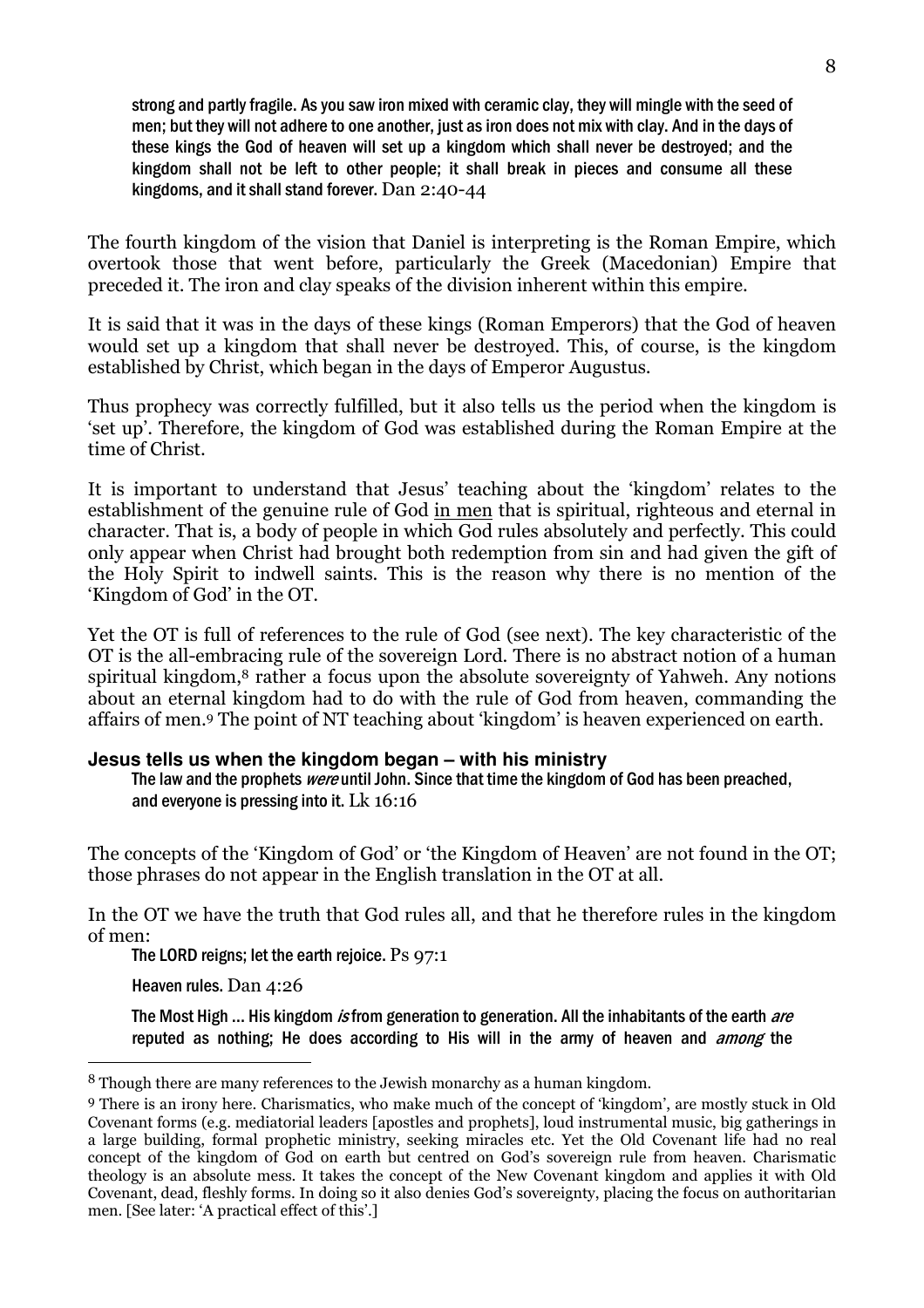strong and partly fragile. As you saw iron mixed with ceramic clay, they will mingle with the seed of men; but they will not adhere to one another, just as iron does not mix with clay. And in the days of these kings the God of heaven will set up a kingdom which shall never be destroyed; and the kingdom shall not be left to other people; it shall break in pieces and consume all these kingdoms, and it shall stand forever. Dan 2:40-44

The fourth kingdom of the vision that Daniel is interpreting is the Roman Empire, which overtook those that went before, particularly the Greek (Macedonian) Empire that preceded it. The iron and clay speaks of the division inherent within this empire.

It is said that it was in the days of these kings (Roman Emperors) that the God of heaven would set up a kingdom that shall never be destroyed. This, of course, is the kingdom established by Christ, which began in the days of Emperor Augustus.

Thus prophecy was correctly fulfilled, but it also tells us the period when the kingdom is 'set up'. Therefore, the kingdom of God was established during the Roman Empire at the time of Christ.

It is important to understand that Jesus' teaching about the 'kingdom' relates to the establishment of the genuine rule of God <u>in men</u> that is spiritual, righteous and eternal in character. That is, a body of people in which God rules absolutely and perfectly. This could only appear when Christ had brought both redemption from sin and had given the gift of the Holy Spirit to indwell saints. This is the reason why there is no mention of the 'Kingdom of God' in the OT.

Yet the OT is full of references to the rule of God (see next). The key characteristic of the OT is the all-embracing rule of the sovereign Lord. There is no abstract notion of a human spiritual kingdom,[8] rather a focus upon the absolute sovereignty of Yahweh. Any notions about an eternal kingdom had to do with the rule of God from heaven, commanding the affairs of men.[9] The point of NT teaching about 'kingdom' is heaven experienced on earth.

### Jesus tells us when the kingdom began – with his ministry

The law and the prophets *were* until John. Since that time the kingdom of God has been preached, and everyone is pressing into it. Lk 16:16

The concepts of the 'Kingdom of God' or 'the Kingdom of Heaven' are not found in the OT; those phrases do not appear in the English translation in the OT at all.

In the OT we have the truth that God rules all, and that he therefore rules in the kingdom of men:

The LORD reigns; let the earth rejoice. Ps 97:1

Heaven rules. Dan 4:26

The Most High ... His kingdom *is* from generation to generation. All the inhabitants of the earth *are* reputed as nothing; He does according to His will in the army of heaven and *among* the

---

[8] Though there are many references to the Jewish monarchy as a human kingdom.

[9] There is an irony here. Charismatics, who make much of the concept of 'kingdom', are mostly stuck in Old Covenant forms (e.g. mediatorial leaders [apostles and prophets], loud instrumental music, big gatherings in a large building, formal prophetic ministry, seeking miracles etc. Yet the Old Covenant life had no real concept of the kingdom of God on earth but centred on God's sovereign rule from heaven. Charismatic theology is an absolute mess. It takes the concept of the New Covenant kingdom and applies it with Old Covenant, dead, fleshly forms. In doing so it also denies God's sovereignty, placing the focus on authoritarian men. [See later: 'A practical effect of this'.]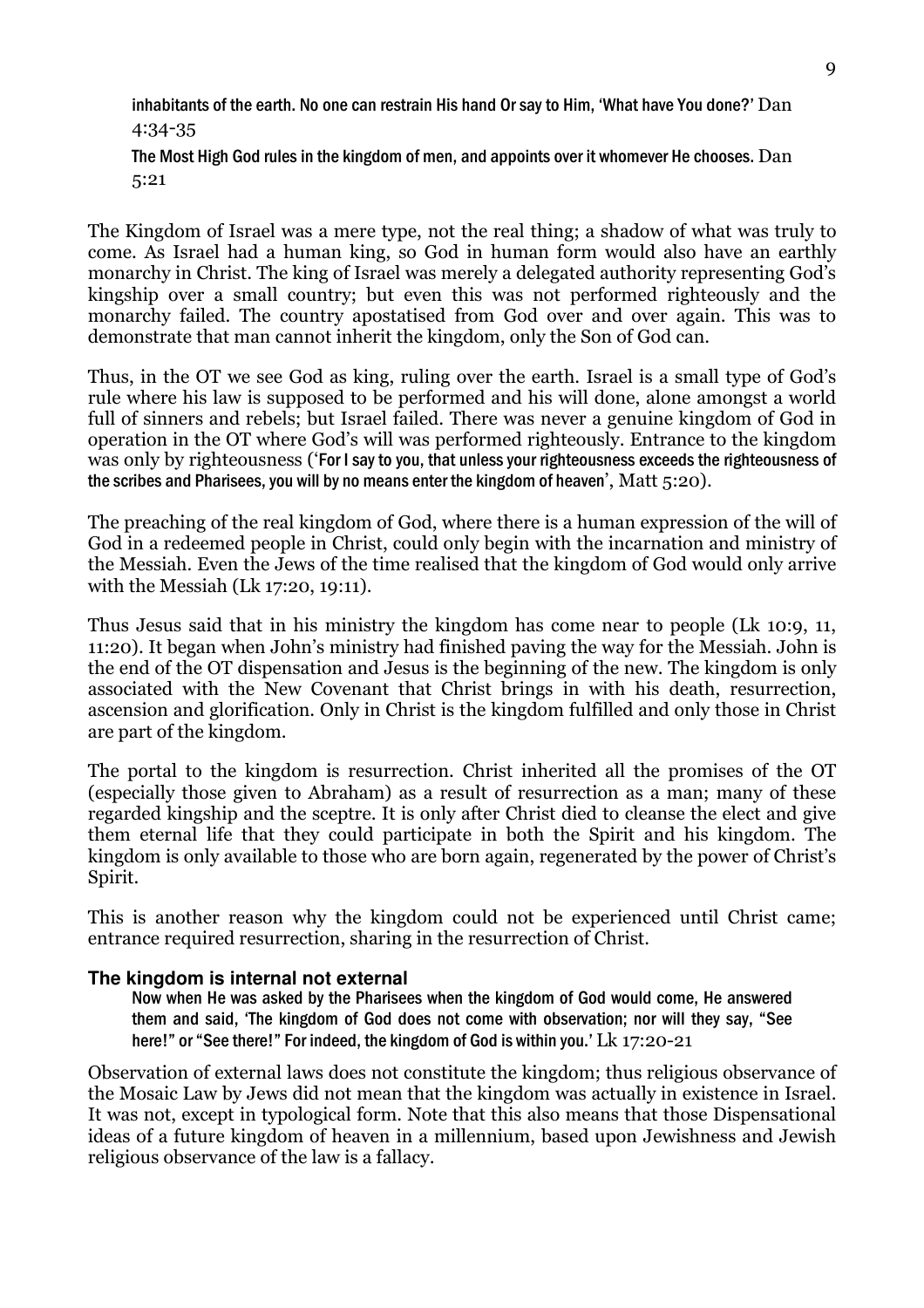inhabitants of the earth. No one can restrain His hand Or say to Him, 'What have You done?' Dan 4:34-35

The Most High God rules in the kingdom of men, and appoints over it whomever He chooses. Dan 5:21

The Kingdom of Israel was a mere type, not the real thing; a shadow of what was truly to come. As Israel had a human king, so God in human form would also have an earthly monarchy in Christ. The king of Israel was merely a delegated authority representing God's kingship over a small country; but even this was not performed righteously and the monarchy failed. The country apostatised from God over and over again. This was to demonstrate that man cannot inherit the kingdom, only the Son of God can.

Thus, in the OT we see God as king, ruling over the earth. Israel is a small type of God's rule where his law is supposed to be performed and his will done, alone amongst a world full of sinners and rebels; but Israel failed. There was never a genuine kingdom of God in operation in the OT where God's will was performed righteously. Entrance to the kingdom was only by righteousness ('For I say to you, that unless your righteousness exceeds the righteousness of the scribes and Pharisees, you will by no means enter the kingdom of heaven', Matt 5:20).

The preaching of the real kingdom of God, where there is a human expression of the will of God in a redeemed people in Christ, could only begin with the incarnation and ministry of the Messiah. Even the Jews of the time realised that the kingdom of God would only arrive with the Messiah (Lk 17:20, 19:11).

Thus Jesus said that in his ministry the kingdom has come near to people (Lk 10:9, 11, 11:20). It began when John's ministry had finished paving the way for the Messiah. John is the end of the OT dispensation and Jesus is the beginning of the new. The kingdom is only associated with the New Covenant that Christ brings in with his death, resurrection, ascension and glorification. Only in Christ is the kingdom fulfilled and only those in Christ are part of the kingdom.

The portal to the kingdom is resurrection. Christ inherited all the promises of the OT (especially those given to Abraham) as a result of resurrection as a man; many of these regarded kingship and the sceptre. It is only after Christ died to cleanse the elect and give them eternal life that they could participate in both the Spirit and his kingdom. The kingdom is only available to those who are born again, regenerated by the power of Christ's Spirit.

This is another reason why the kingdom could not be experienced until Christ came; entrance required resurrection, sharing in the resurrection of Christ.

### The kingdom is internal not external

Now when He was asked by the Pharisees when the kingdom of God would come, He answered them and said, 'The kingdom of God does not come with observation; nor will they say, "See here!" or "See there!" For indeed, the kingdom of God is within you.' Lk 17:20-21

Observation of external laws does not constitute the kingdom; thus religious observance of the Mosaic Law by Jews did not mean that the kingdom was actually in existence in Israel. It was not, except in typological form. Note that this also means that those Dispensational ideas of a future kingdom of heaven in a millennium, based upon Jewishness and Jewish religious observance of the law is a fallacy.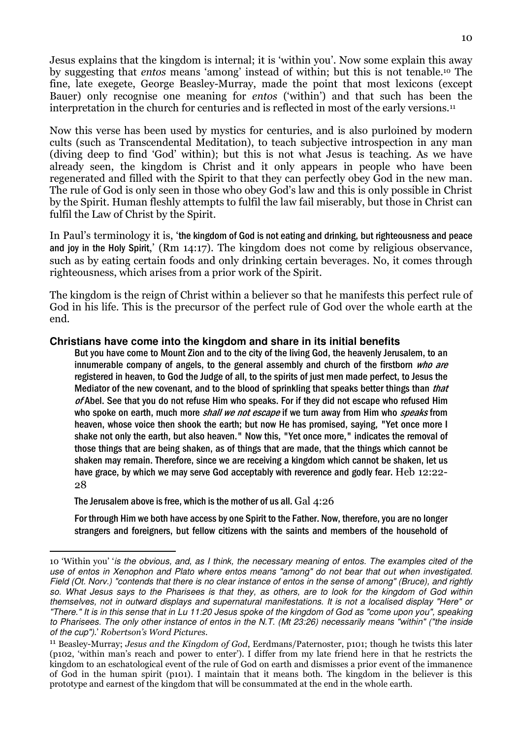Jesus explains that the kingdom is internal; it is 'within you'. Now some explain this away by suggesting that *entos* means 'among' instead of within; but this is not tenable.[10] The fine, late exegete, George Beasley-Murray, made the point that most lexicons (except Bauer) only recognise one meaning for *entos* ('within') and that such has been the interpretation in the church for centuries and is reflected in most of the early versions.[11]

Now this verse has been used by mystics for centuries, and is also purloined by modern cults (such as Transcendental Meditation), to teach subjective introspection in any man (diving deep to find 'God' within); but this is not what Jesus is teaching. As we have already seen, the kingdom is Christ and it only appears in people who have been regenerated and filled with the Spirit to that they can perfectly obey God in the new man. The rule of God is only seen in those who obey God's law and this is only possible in Christ by the Spirit. Human fleshly attempts to fulfil the law fail miserably, but those in Christ can fulfil the Law of Christ by the Spirit.

In Paul's terminology it is, 'the kingdom of God is not eating and drinking, but righteousness and peace and joy in the Holy Spirit,' (Rm 14:17). The kingdom does not come by religious observance, such as by eating certain foods and only drinking certain beverages. No, it comes through righteousness, which arises from a prior work of the Spirit.

The kingdom is the reign of Christ within a believer so that he manifests this perfect rule of God in his life. This is the precursor of the perfect rule of God over the whole earth at the end.

### Christians have come into the kingdom and share in its initial benefits

> But you have come to Mount Zion and to the city of the living God, the heavenly Jerusalem, to an innumerable company of angels, to the general assembly and church of the firstborn *who are* registered in heaven, to God the Judge of all, to the spirits of just men made perfect, to Jesus the Mediator of the new covenant, and to the blood of sprinkling that speaks better things than *that of* Abel. See that you do not refuse Him who speaks. For if they did not escape who refused Him who spoke on earth, much more *shall we not escape* if we turn away from Him who *speaks* from heaven, whose voice then shook the earth; but now He has promised, saying, "Yet once more I shake not only the earth, but also heaven." Now this, "Yet once more," indicates the removal of those things that are being shaken, as of things that are made, that the things which cannot be shaken may remain. Therefore, since we are receiving a kingdom which cannot be shaken, let us have grace, by which we may serve God acceptably with reverence and godly fear. Heb 12:22-28

> The Jerusalem above is free, which is the mother of us all. Gal 4:26

> For through Him we both have access by one Spirit to the Father. Now, therefore, you are no longer strangers and foreigners, but fellow citizens with the saints and members of the household of

---

[10] 'Within you' '*is the obvious, and, as I think, the necessary meaning of entos. The examples cited of the use of entos in Xenophon and Plato where entos means "among" do not bear that out when investigated. Field (Ot. Norv.) "contends that there is no clear instance of entos in the sense of among" (Bruce), and rightly so. What Jesus says to the Pharisees is that they, as others, are to look for the kingdom of God within themselves, not in outward displays and supernatural manifestations. It is not a localised display "Here" or "There." It is in this sense that in Lu 11:20 Jesus spoke of the kingdom of God as "come upon you", speaking to Pharisees. The only other instance of entos in the N.T. (Mt 23:26) necessarily means "within" ("the inside of the cup").*' *Robertson's Word Pictures*.

[11] Beasley-Murray; *Jesus and the Kingdom of God*, Eerdmans/Paternoster, p101; though he twists this later (p102, 'within man's reach and power to enter'). I differ from my late friend here in that he restricts the kingdom to an eschatological event of the rule of God on earth and dismisses a prior event of the immanence of God in the human spirit (p101). I maintain that it means both. The kingdom in the believer is this prototype and earnest of the kingdom that will be consummated at the end in the whole earth.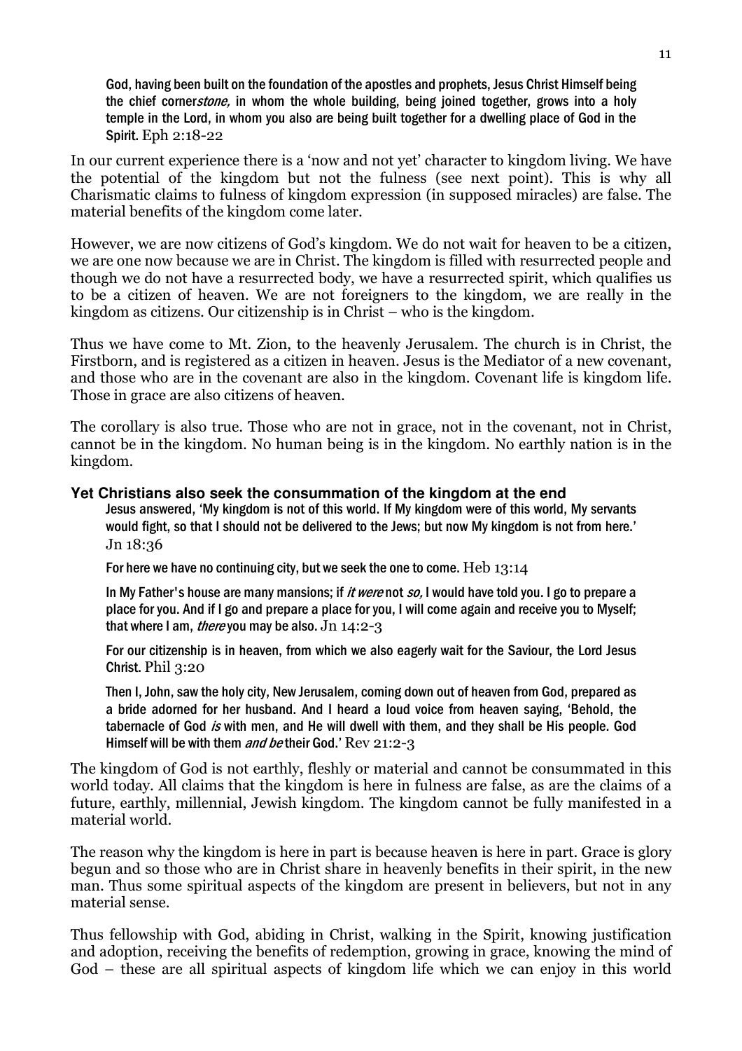God, having been built on the foundation of the apostles and prophets, Jesus Christ Himself being the chief corner*stone,* in whom the whole building, being joined together, grows into a holy temple in the Lord, in whom you also are being built together for a dwelling place of God in the Spirit. Eph 2:18-22

In our current experience there is a 'now and not yet' character to kingdom living. We have the potential of the kingdom but not the fulness (see next point). This is why all Charismatic claims to fulness of kingdom expression (in supposed miracles) are false. The material benefits of the kingdom come later.

However, we are now citizens of God's kingdom. We do not wait for heaven to be a citizen, we are one now because we are in Christ. The kingdom is filled with resurrected people and though we do not have a resurrected body, we have a resurrected spirit, which qualifies us to be a citizen of heaven. We are not foreigners to the kingdom, we are really in the kingdom as citizens. Our citizenship is in Christ – who is the kingdom.

Thus we have come to Mt. Zion, to the heavenly Jerusalem. The church is in Christ, the Firstborn, and is registered as a citizen in heaven. Jesus is the Mediator of a new covenant, and those who are in the covenant are also in the kingdom. Covenant life is kingdom life. Those in grace are also citizens of heaven.

The corollary is also true. Those who are not in grace, not in the covenant, not in Christ, cannot be in the kingdom. No human being is in the kingdom. No earthly nation is in the kingdom.

### Yet Christians also seek the consummation of the kingdom at the end

Jesus answered, 'My kingdom is not of this world. If My kingdom were of this world, My servants would fight, so that I should not be delivered to the Jews; but now My kingdom is not from here.' Jn 18:36

For here we have no continuing city, but we seek the one to come. Heb 13:14

In My Father's house are many mansions; if *it were* not *so,* I would have told you. I go to prepare a place for you. And if I go and prepare a place for you, I will come again and receive you to Myself; that where I am, *there* you may be also. Jn 14:2-3

For our citizenship is in heaven, from which we also eagerly wait for the Saviour, the Lord Jesus Christ. Phil 3:20

Then I, John, saw the holy city, New Jerusalem, coming down out of heaven from God, prepared as a bride adorned for her husband. And I heard a loud voice from heaven saying, 'Behold, the tabernacle of God *is* with men, and He will dwell with them, and they shall be His people. God Himself will be with them *and be* their God.' Rev 21:2-3

The kingdom of God is not earthly, fleshly or material and cannot be consummated in this world today. All claims that the kingdom is here in fulness are false, as are the claims of a future, earthly, millennial, Jewish kingdom. The kingdom cannot be fully manifested in a material world.

The reason why the kingdom is here in part is because heaven is here in part. Grace is glory begun and so those who are in Christ share in heavenly benefits in their spirit, in the new man. Thus some spiritual aspects of the kingdom are present in believers, but not in any material sense.

Thus fellowship with God, abiding in Christ, walking in the Spirit, knowing justification and adoption, receiving the benefits of redemption, growing in grace, knowing the mind of God – these are all spiritual aspects of kingdom life which we can enjoy in this world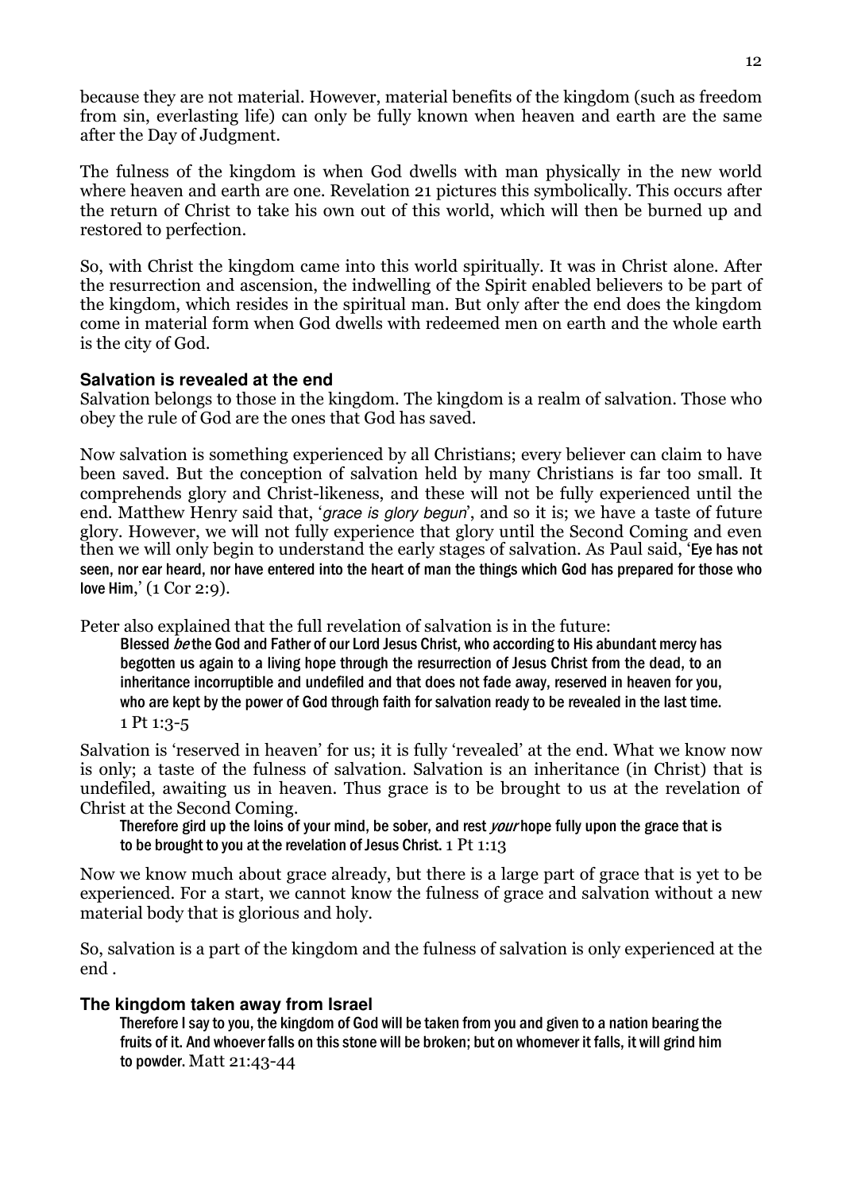because they are not material. However, material benefits of the kingdom (such as freedom from sin, everlasting life) can only be fully known when heaven and earth are the same after the Day of Judgment.

The fulness of the kingdom is when God dwells with man physically in the new world where heaven and earth are one. Revelation 21 pictures this symbolically. This occurs after the return of Christ to take his own out of this world, which will then be burned up and restored to perfection.

So, with Christ the kingdom came into this world spiritually. It was in Christ alone. After the resurrection and ascension, the indwelling of the Spirit enabled believers to be part of the kingdom, which resides in the spiritual man. But only after the end does the kingdom come in material form when God dwells with redeemed men on earth and the whole earth is the city of God.

### Salvation is revealed at the end

Salvation belongs to those in the kingdom. The kingdom is a realm of salvation. Those who obey the rule of God are the ones that God has saved.

Now salvation is something experienced by all Christians; every believer can claim to have been saved. But the conception of salvation held by many Christians is far too small. It comprehends glory and Christ-likeness, and these will not be fully experienced until the end. Matthew Henry said that, '*grace is glory begun*', and so it is; we have a taste of future glory. However, we will not fully experience that glory until the Second Coming and even then we will only begin to understand the early stages of salvation. As Paul said, 'Eye has not seen, nor ear heard, nor have entered into the heart of man the things which God has prepared for those who love Him,' (1 Cor 2:9).

Peter also explained that the full revelation of salvation is in the future:

> Blessed *be* the God and Father of our Lord Jesus Christ, who according to His abundant mercy has begotten us again to a living hope through the resurrection of Jesus Christ from the dead, to an inheritance incorruptible and undefiled and that does not fade away, reserved in heaven for you, who are kept by the power of God through faith for salvation ready to be revealed in the last time. 1 Pt 1:3-5

Salvation is 'reserved in heaven' for us; it is fully 'revealed' at the end. What we know now is only; a taste of the fulness of salvation. Salvation is an inheritance (in Christ) that is undefiled, awaiting us in heaven. Thus grace is to be brought to us at the revelation of Christ at the Second Coming.

> Therefore gird up the loins of your mind, be sober, and rest *your* hope fully upon the grace that is to be brought to you at the revelation of Jesus Christ. 1 Pt 1:13

Now we know much about grace already, but there is a large part of grace that is yet to be experienced. For a start, we cannot know the fulness of grace and salvation without a new material body that is glorious and holy.

So, salvation is a part of the kingdom and the fulness of salvation is only experienced at the end .

### The kingdom taken away from Israel

> Therefore I say to you, the kingdom of God will be taken from you and given to a nation bearing the fruits of it. And whoever falls on this stone will be broken; but on whomever it falls, it will grind him to powder. Matt 21:43-44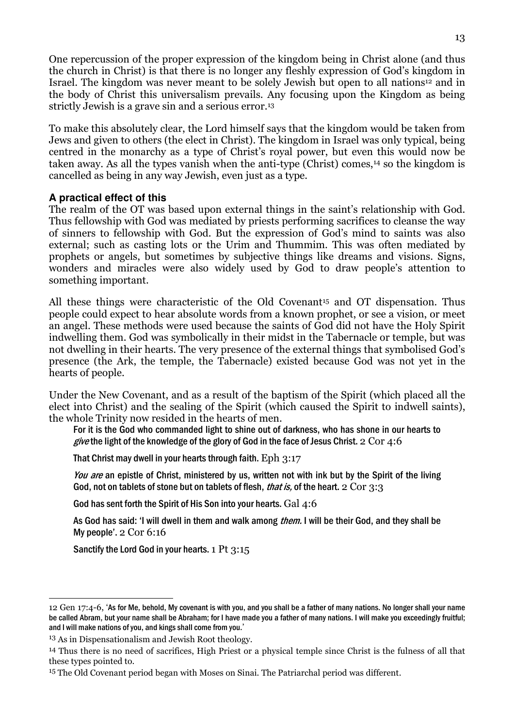One repercussion of the proper expression of the kingdom being in Christ alone (and thus the church in Christ) is that there is no longer any fleshly expression of God's kingdom in Israel. The kingdom was never meant to be solely Jewish but open to all nations[12] and in the body of Christ this universalism prevails. Any focusing upon the Kingdom as being strictly Jewish is a grave sin and a serious error.[13]

To make this absolutely clear, the Lord himself says that the kingdom would be taken from Jews and given to others (the elect in Christ). The kingdom in Israel was only typical, being centred in the monarchy as a type of Christ's royal power, but even this would now be taken away. As all the types vanish when the anti-type (Christ) comes,[14] so the kingdom is cancelled as being in any way Jewish, even just as a type.

### A practical effect of this

The realm of the OT was based upon external things in the saint's relationship with God. Thus fellowship with God was mediated by priests performing sacrifices to cleanse the way of sinners to fellowship with God. But the expression of God's mind to saints was also external; such as casting lots or the Urim and Thummim. This was often mediated by prophets or angels, but sometimes by subjective things like dreams and visions. Signs, wonders and miracles were also widely used by God to draw people's attention to something important.

All these things were characteristic of the Old Covenant[15] and OT dispensation. Thus people could expect to hear absolute words from a known prophet, or see a vision, or meet an angel. These methods were used because the saints of God did not have the Holy Spirit indwelling them. God was symbolically in their midst in the Tabernacle or temple, but was not dwelling in their hearts. The very presence of the external things that symbolised God's presence (the Ark, the temple, the Tabernacle) existed because God was not yet in the hearts of people.

Under the New Covenant, and as a result of the baptism of the Spirit (which placed all the elect into Christ) and the sealing of the Spirit (which caused the Spirit to indwell saints), the whole Trinity now resided in the hearts of men.

> For it is the God who commanded light to shine out of darkness, who has shone in our hearts to *give* the light of the knowledge of the glory of God in the face of Jesus Christ. 2 Cor 4:6
>
> That Christ may dwell in your hearts through faith. Eph 3:17
>
> *You are* an epistle of Christ, ministered by us, written not with ink but by the Spirit of the living God, not on tablets of stone but on tablets of flesh, *that is,* of the heart. 2 Cor 3:3
>
> God has sent forth the Spirit of His Son into your hearts. Gal 4:6
>
> As God has said: 'I will dwell in them and walk among *them.* I will be their God, and they shall be My people'. 2 Cor 6:16
>
> Sanctify the Lord God in your hearts. 1 Pt 3:15

---

[12] Gen 17:4-6, 'As for Me, behold, My covenant is with you, and you shall be a father of many nations. No longer shall your name be called Abram, but your name shall be Abraham; for I have made you a father of many nations. I will make you exceedingly fruitful; and I will make nations of you, and kings shall come from you.'

[13] As in Dispensationalism and Jewish Root theology.

[14] Thus there is no need of sacrifices, High Priest or a physical temple since Christ is the fulness of all that these types pointed to.

[15] The Old Covenant period began with Moses on Sinai. The Patriarchal period was different.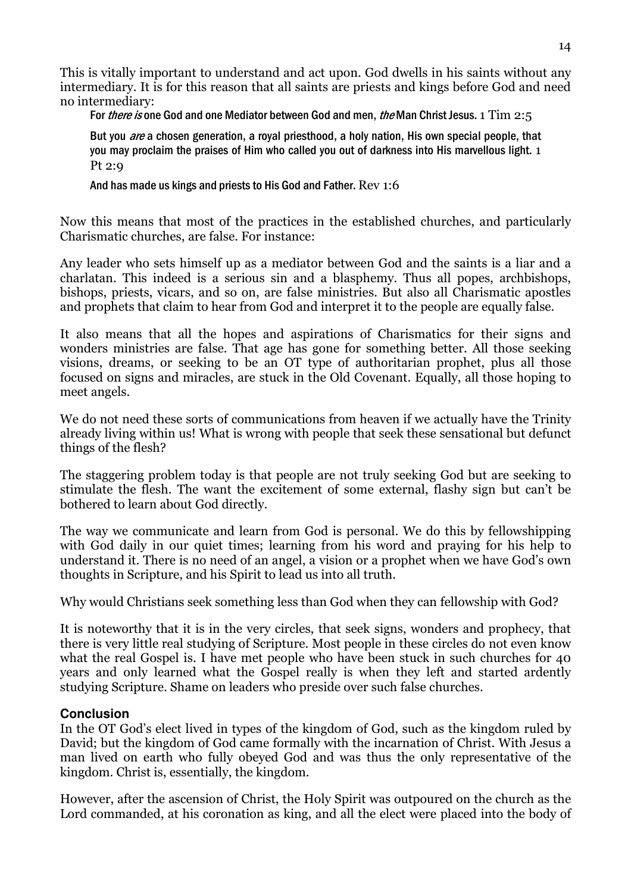This is vitally important to understand and act upon. God dwells in his saints without any intermediary. It is for this reason that all saints are priests and kings before God and need no intermediary:

> For *there is* one God and one Mediator between God and men, *the* Man Christ Jesus. 1 Tim 2:5
>
> But you *are* a chosen generation, a royal priesthood, a holy nation, His own special people, that you may proclaim the praises of Him who called you out of darkness into His marvellous light. 1 Pt 2:9
>
> And has made us kings and priests to His God and Father. Rev 1:6

Now this means that most of the practices in the established churches, and particularly Charismatic churches, are false. For instance:

Any leader who sets himself up as a mediator between God and the saints is a liar and a charlatan. This indeed is a serious sin and a blasphemy. Thus all popes, archbishops, bishops, priests, vicars, and so on, are false ministries. But also all Charismatic apostles and prophets that claim to hear from God and interpret it to the people are equally false.

It also means that all the hopes and aspirations of Charismatics for their signs and wonders ministries are false. That age has gone for something better. All those seeking visions, dreams, or seeking to be an OT type of authoritarian prophet, plus all those focused on signs and miracles, are stuck in the Old Covenant. Equally, all those hoping to meet angels.

We do not need these sorts of communications from heaven if we actually have the Trinity already living within us! What is wrong with people that seek these sensational but defunct things of the flesh?

The staggering problem today is that people are not truly seeking God but are seeking to stimulate the flesh. The want the excitement of some external, flashy sign but can't be bothered to learn about God directly.

The way we communicate and learn from God is personal. We do this by fellowshipping with God daily in our quiet times; learning from his word and praying for his help to understand it. There is no need of an angel, a vision or a prophet when we have God's own thoughts in Scripture, and his Spirit to lead us into all truth.

Why would Christians seek something less than God when they can fellowship with God?

It is noteworthy that it is in the very circles, that seek signs, wonders and prophecy, that there is very little real studying of Scripture. Most people in these circles do not even know what the real Gospel is. I have met people who have been stuck in such churches for 40 years and only learned what the Gospel really is when they left and started ardently studying Scripture. Shame on leaders who preside over such false churches.

### Conclusion

In the OT God's elect lived in types of the kingdom of God, such as the kingdom ruled by David; but the kingdom of God came formally with the incarnation of Christ. With Jesus a man lived on earth who fully obeyed God and was thus the only representative of the kingdom. Christ is, essentially, the kingdom.

However, after the ascension of Christ, the Holy Spirit was outpoured on the church as the Lord commanded, at his coronation as king, and all the elect were placed into the body of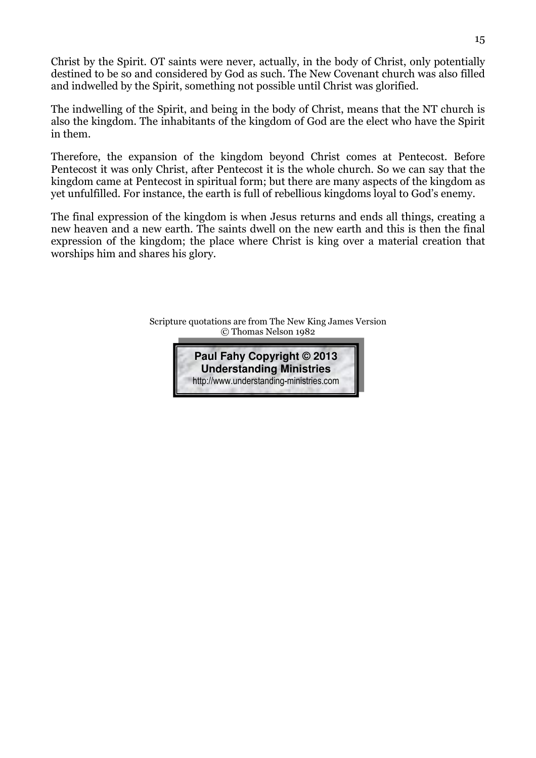Christ by the Spirit. OT saints were never, actually, in the body of Christ, only potentially destined to be so and considered by God as such. The New Covenant church was also filled and indwelled by the Spirit, something not possible until Christ was glorified.

The indwelling of the Spirit, and being in the body of Christ, means that the NT church is also the kingdom. The inhabitants of the kingdom of God are the elect who have the Spirit in them.

Therefore, the expansion of the kingdom beyond Christ comes at Pentecost. Before Pentecost it was only Christ, after Pentecost it is the whole church. So we can say that the kingdom came at Pentecost in spiritual form; but there are many aspects of the kingdom as yet unfulfilled. For instance, the earth is full of rebellious kingdoms loyal to God's enemy.

The final expression of the kingdom is when Jesus returns and ends all things, creating a new heaven and a new earth. The saints dwell on the new earth and this is then the final expression of the kingdom; the place where Christ is king over a material creation that worships him and shares his glory.

Scripture quotations are from The New King James Version
© Thomas Nelson 1982

**Paul Fahy Copyright © 2013**
**Understanding Ministries**
http://www.understanding-ministries.com